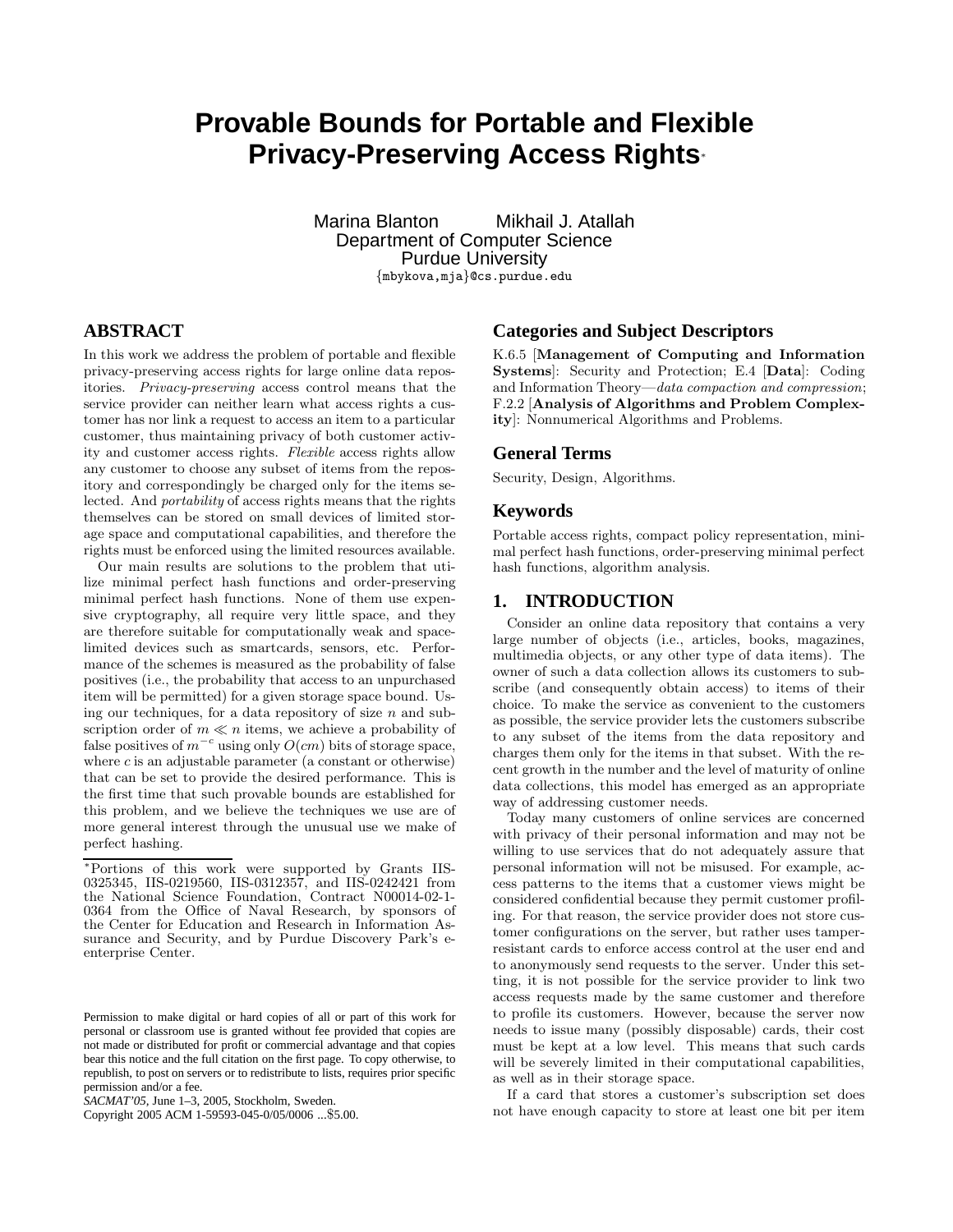# Provable Bounds for Portable and Flexible Privacy-Preserving Access Rights*

Marina Blanton  Mikhail J. Atallah
Department of Computer Science
Purdue University
{mbykova,mja}@cs.purdue.edu

## ABSTRACT

In this work we address the problem of portable and flexible privacy-preserving access rights for large online data repositories. *Privacy-preserving* access control means that the service provider can neither learn what access rights a customer has nor link a request to access an item to a particular customer, thus maintaining privacy of both customer activity and customer access rights. *Flexible* access rights allow any customer to choose any subset of items from the repository and correspondingly be charged only for the items selected. And *portability* of access rights means that the rights themselves can be stored on small devices of limited storage space and computational capabilities, and therefore the rights must be enforced using the limited resources available.

Our main results are solutions to the problem that utilize minimal perfect hash functions and order-preserving minimal perfect hash functions. None of them use expensive cryptography, all require very little space, and they are therefore suitable for computationally weak and space-limited devices such as smartcards, sensors, etc. Performance of the schemes is measured as the probability of false positives (i.e., the probability that access to an unpurchased item will be permitted) for a given storage space bound. Using our techniques, for a data repository of size $n$ and subscription order of $m \ll n$ items, we achieve a probability of false positives of $m^{-c}$ using only $O(cm)$ bits of storage space, where $c$ is an adjustable parameter (a constant or otherwise) that can be set to provide the desired performance. This is the first time that such provable bounds are established for this problem, and we believe the techniques we use are of more general interest through the unusual use we make of perfect hashing.

*Portions of this work were supported by Grants IIS-0325345, IIS-0219560, IIS-0312357, and IIS-0242421 from the National Science Foundation, Contract N00014-02-1-0364 from the Office of Naval Research, by sponsors of the Center for Education and Research in Information Assurance and Security, and by Purdue Discovery Park's e-enterprise Center.

Permission to make digital or hard copies of all or part of this work for personal or classroom use is granted without fee provided that copies are not made or distributed for profit or commercial advantage and that copies bear this notice and the full citation on the first page. To copy otherwise, to republish, to post on servers or to redistribute to lists, requires prior specific permission and/or a fee.
*SACMAT'05*, June 1–3, 2005, Stockholm, Sweden.
Copyright 2005 ACM 1-59593-045-0/05/0006 ...$5.00.

## Categories and Subject Descriptors

K.6.5 [**Management of Computing and Information Systems**]: Security and Protection; E.4 [**Data**]: Coding and Information Theory—*data compaction and compression*; F.2.2 [**Analysis of Algorithms and Problem Complexity**]: Nonnumerical Algorithms and Problems.

## General Terms

Security, Design, Algorithms.

## Keywords

Portable access rights, compact policy representation, minimal perfect hash functions, order-preserving minimal perfect hash functions, algorithm analysis.

## 1. INTRODUCTION

Consider an online data repository that contains a very large number of objects (i.e., articles, books, magazines, multimedia objects, or any other type of data items). The owner of such a data collection allows its customers to subscribe (and consequently obtain access) to items of their choice. To make the service as convenient to the customers as possible, the service provider lets the customers subscribe to any subset of the items from the data repository and charges them only for the items in that subset. With the recent growth in the number and the level of maturity of online data collections, this model has emerged as an appropriate way of addressing customer needs.

Today many customers of online services are concerned with privacy of their personal information and may not be willing to use services that do not adequately assure that personal information will not be misused. For example, access patterns to the items that a customer views might be considered confidential because they permit customer profiling. For that reason, the service provider does not store customer configurations on the server, but rather uses tamper-resistant cards to enforce access control at the user end and to anonymously send requests to the server. Under this setting, it is not possible for the service provider to link two access requests made by the same customer and therefore to profile its customers. However, because the server now needs to issue many (possibly disposable) cards, their cost must be kept at a low level. This means that such cards will be severely limited in their computational capabilities, as well as in their storage space.

If a card that stores a customer's subscription set does not have enough capacity to store at least one bit per item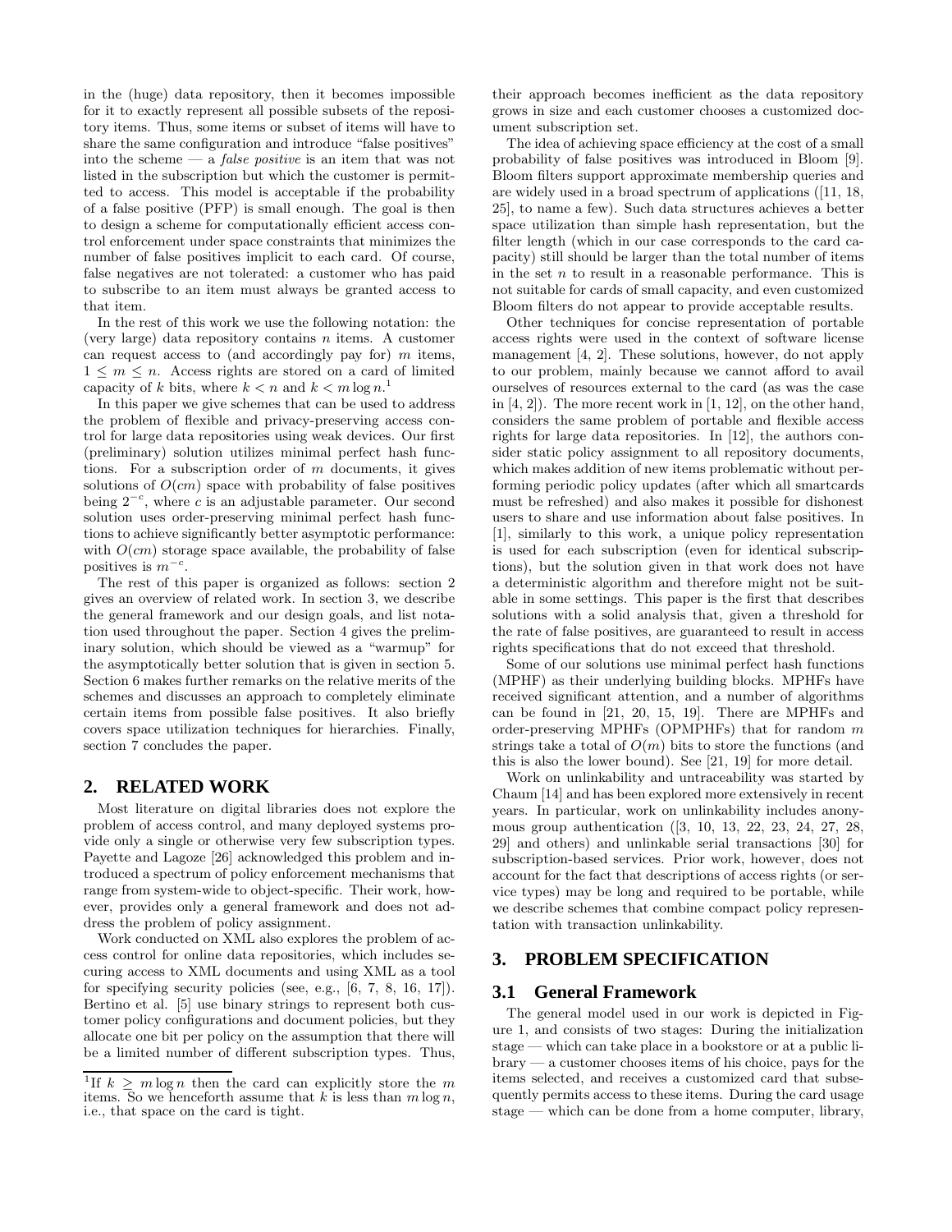in the (huge) data repository, then it becomes impossible for it to exactly represent all possible subsets of the repository items. Thus, some items or subset of items will have to share the same configuration and introduce "false positives" into the scheme — a *false positive* is an item that was not listed in the subscription but which the customer is permitted to access. This model is acceptable if the probability of a false positive (PFP) is small enough. The goal is then to design a scheme for computationally efficient access control enforcement under space constraints that minimizes the number of false positives implicit to each card. Of course, false negatives are not tolerated: a customer who has paid to subscribe to an item must always be granted access to that item.

In the rest of this work we use the following notation: the (very large) data repository contains $n$ items. A customer can request access to (and accordingly pay for) $m$ items, $1 \leq m \leq n$. Access rights are stored on a card of limited capacity of $k$ bits, where $k < n$ and $k < m \log n$.[1]

In this paper we give schemes that can be used to address the problem of flexible and privacy-preserving access control for large data repositories using weak devices. Our first (preliminary) solution utilizes minimal perfect hash functions. For a subscription order of $m$ documents, it gives solutions of $O(cm)$ space with probability of false positives being $2^{-c}$, where $c$ is an adjustable parameter. Our second solution uses order-preserving minimal perfect hash functions to achieve significantly better asymptotic performance: with $O(cm)$ storage space available, the probability of false positives is $m^{-c}$.

The rest of this paper is organized as follows: section 2 gives an overview of related work. In section 3, we describe the general framework and our design goals, and list notation used throughout the paper. Section 4 gives the preliminary solution, which should be viewed as a "warmup" for the asymptotically better solution that is given in section 5. Section 6 makes further remarks on the relative merits of the schemes and discusses an approach to completely eliminate certain items from possible false positives. It also briefly covers space utilization techniques for hierarchies. Finally, section 7 concludes the paper.

## 2. RELATED WORK

Most literature on digital libraries does not explore the problem of access control, and many deployed systems provide only a single or otherwise very few subscription types. Payette and Lagoze [26] acknowledged this problem and introduced a spectrum of policy enforcement mechanisms that range from system-wide to object-specific. Their work, however, provides only a general framework and does not address the problem of policy assignment.

Work conducted on XML also explores the problem of access control for online data repositories, which includes securing access to XML documents and using XML as a tool for specifying security policies (see, e.g., [6, 7, 8, 16, 17]). Bertino et al. [5] use binary strings to represent both customer policy configurations and document policies, but they allocate one bit per policy on the assumption that there will be a limited number of different subscription types. Thus, their approach becomes inefficient as the data repository grows in size and each customer chooses a customized document subscription set.

The idea of achieving space efficiency at the cost of a small probability of false positives was introduced in Bloom [9]. Bloom filters support approximate membership queries and are widely used in a broad spectrum of applications ([11, 18, 25], to name a few). Such data structures achieves a better space utilization than simple hash representation, but the filter length (which in our case corresponds to the card capacity) still should be larger than the total number of items in the set $n$ to result in a reasonable performance. This is not suitable for cards of small capacity, and even customized Bloom filters do not appear to provide acceptable results.

Other techniques for concise representation of portable access rights were used in the context of software license management [4, 2]. These solutions, however, do not apply to our problem, mainly because we cannot afford to avail ourselves of resources external to the card (as was the case in [4, 2]). The more recent work in [1, 12], on the other hand, considers the same problem of portable and flexible access rights for large data repositories. In [12], the authors consider static policy assignment to all repository documents, which makes addition of new items problematic without performing periodic policy updates (after which all smartcards must be refreshed) and also makes it possible for dishonest users to share and use information about false positives. In [1], similarly to this work, a unique policy representation is used for each subscription (even for identical subscriptions), but the solution given in that work does not have a deterministic algorithm and therefore might not be suitable in some settings. This paper is the first that describes solutions with a solid analysis that, given a threshold for the rate of false positives, are guaranteed to result in access rights specifications that do not exceed that threshold.

Some of our solutions use minimal perfect hash functions (MPHF) as their underlying building blocks. MPHFs have received significant attention, and a number of algorithms can be found in [21, 20, 15, 19]. There are MPHFs and order-preserving MPHFs (OPMPHFs) that for random $m$ strings take a total of $O(m)$ bits to store the functions (and this is also the lower bound). See [21, 19] for more detail.

Work on unlinkability and untraceability was started by Chaum [14] and has been explored more extensively in recent years. In particular, work on unlinkability includes anonymous group authentication ([3, 10, 13, 22, 23, 24, 27, 28, 29] and others) and unlinkable serial transactions [30] for subscription-based services. Prior work, however, does not account for the fact that descriptions of access rights (or service types) may be long and required to be portable, while we describe schemes that combine compact policy representation with transaction unlinkability.

## 3. PROBLEM SPECIFICATION

### 3.1 General Framework

The general model used in our work is depicted in Figure 1, and consists of two stages: During the initialization stage — which can take place in a bookstore or at a public library — a customer chooses items of his choice, pays for the items selected, and receives a customized card that subsequently permits access to these items. During the card usage stage — which can be done from a home computer, library,

[1] If $k \geq m \log n$ then the card can explicitly store the $m$ items. So we henceforth assume that $k$ is less than $m \log n$, i.e., that space on the card is tight.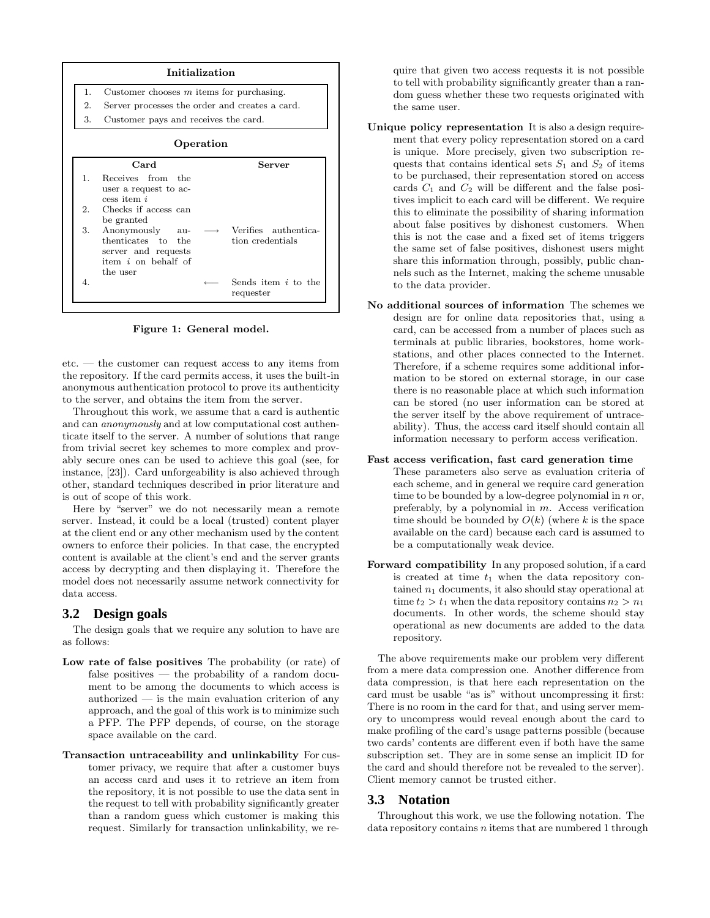**Initialization**

| | |
|---|---|
| 1. | Customer chooses $m$ items for purchasing. |
| 2. | Server processes the order and creates a card. |
| 3. | Customer pays and receives the card. |

**Operation**

| | Card | | Server |
|---|---|---|---|
| 1. | Receives from the user a request to access item $i$ | | |
| 2. | Checks if access can be granted | | |
| 3. | Anonymously authenticates to the server and requests item $i$ on behalf of the user | $\longrightarrow$ | Verifies authentication credentials |
| 4. | | $\longleftarrow$ | Sends item $i$ to the requester |

**Figure 1: General model.**

etc. — the customer can request access to any items from the repository. If the card permits access, it uses the built-in anonymous authentication protocol to prove its authenticity to the server, and obtains the item from the server.

Throughout this work, we assume that a card is authentic and can *anonymously* and at low computational cost authenticate itself to the server. A number of solutions that range from trivial secret key schemes to more complex and provably secure ones can be used to achieve this goal (see, for instance, [23]). Card unforgeability is also achieved through other, standard techniques described in prior literature and is out of scope of this work.

Here by "server" we do not necessarily mean a remote server. Instead, it could be a local (trusted) content player at the client end or any other mechanism used by the content owners to enforce their policies. In that case, the encrypted content is available at the client's end and the server grants access by decrypting and then displaying it. Therefore the model does not necessarily assume network connectivity for data access.

## 3.2 Design goals

The design goals that we require any solution to have are as follows:

**Low rate of false positives** The probability (or rate) of false positives — the probability of a random document to be among the documents to which access is authorized — is the main evaluation criterion of any approach, and the goal of this work is to minimize such a PFP. The PFP depends, of course, on the storage space available on the card.

**Transaction untraceability and unlinkability** For customer privacy, we require that after a customer buys an access card and uses it to retrieve an item from the repository, it is not possible to use the data sent in the request to tell with probability significantly greater than a random guess which customer is making this request. Similarly for transaction unlinkability, we require that given two access requests it is not possible to tell with probability significantly greater than a random guess whether these two requests originated with the same user.

**Unique policy representation** It is also a design requirement that every policy representation stored on a card is unique. More precisely, given two subscription requests that contains identical sets $S_1$ and $S_2$ of items to be purchased, their representation stored on access cards $C_1$ and $C_2$ will be different and the false positives implicit to each card will be different. We require this to eliminate the possibility of sharing information about false positives by dishonest customers. When this is not the case and a fixed set of items triggers the same set of false positives, dishonest users might share this information through, possibly, public channels such as the Internet, making the scheme unusable to the data provider.

**No additional sources of information** The schemes we design are for online data repositories that, using a card, can be accessed from a number of places such as terminals at public libraries, bookstores, home workstations, and other places connected to the Internet. Therefore, if a scheme requires some additional information to be stored on external storage, in our case there is no reasonable place at which such information can be stored (no user information can be stored at the server itself by the above requirement of untraceability). Thus, the access card itself should contain all information necessary to perform access verification.

**Fast access verification, fast card generation time** These parameters also serve as evaluation criteria of each scheme, and in general we require card generation time to be bounded by a low-degree polynomial in $n$ or, preferably, by a polynomial in $m$. Access verification time should be bounded by $O(k)$ (where $k$ is the space available on the card) because each card is assumed to be a computationally weak device.

**Forward compatibility** In any proposed solution, if a card is created at time $t_1$ when the data repository contained $n_1$ documents, it also should stay operational at time $t_2 > t_1$ when the data repository contains $n_2 > n_1$ documents. In other words, the scheme should stay operational as new documents are added to the data repository.

The above requirements make our problem very different from a mere data compression one. Another difference from data compression, is that here each representation on the card must be usable "as is" without uncompressing it first: There is no room in the card for that, and using server memory to uncompress would reveal enough about the card to make profiling of the card's usage patterns possible (because two cards' contents are different even if both have the same subscription set. They are in some sense an implicit ID for the card and should therefore not be revealed to the server). Client memory cannot be trusted either.

## 3.3 Notation

Throughout this work, we use the following notation. The data repository contains $n$ items that are numbered 1 through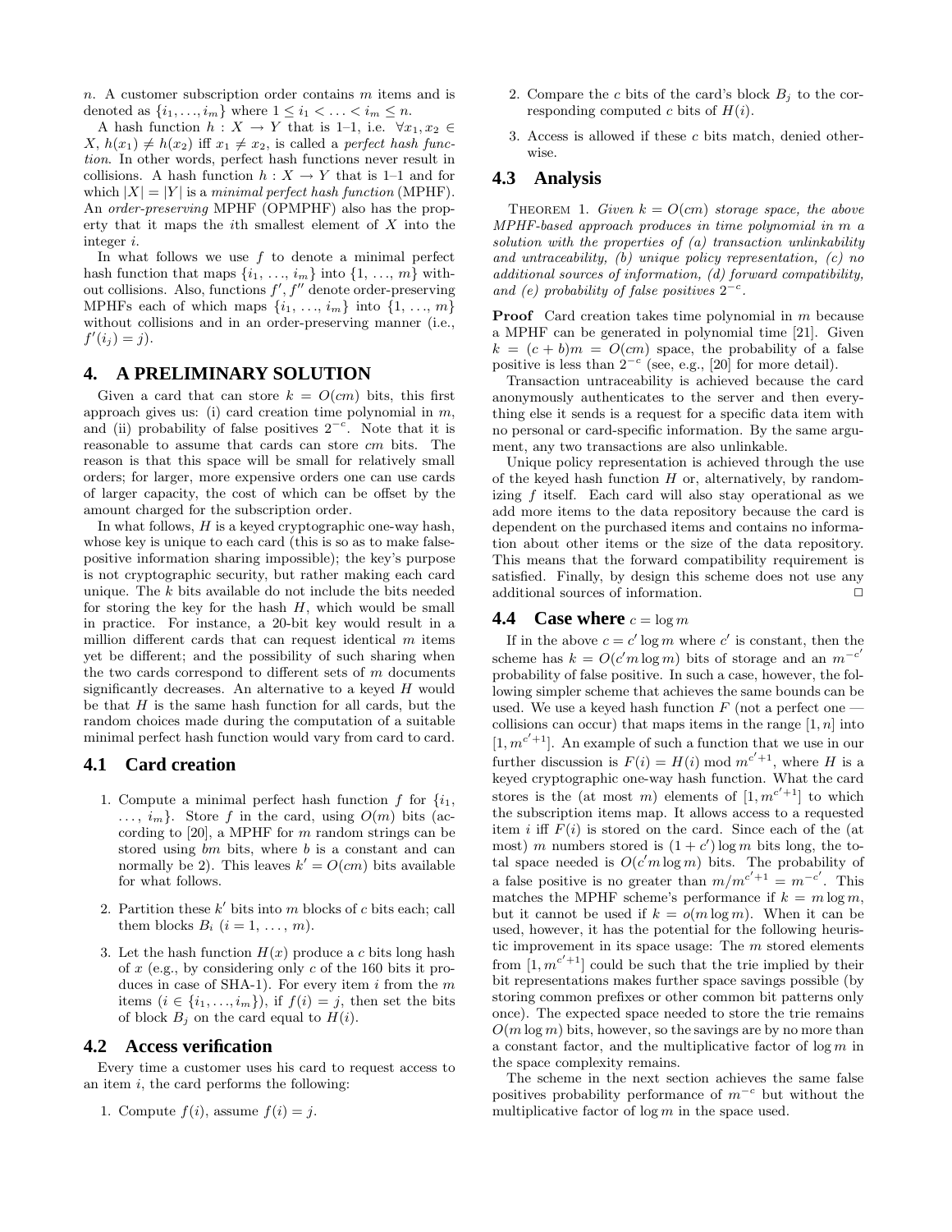$n$. A customer subscription order contains $m$ items and is denoted as $\{i_1, \ldots, i_m\}$ where $1 \leq i_1 < \ldots < i_m \leq n$.

A hash function $h : X \to Y$ that is 1–1, i.e. $\forall x_1, x_2 \in X$, $h(x_1) \neq h(x_2)$ iff $x_1 \neq x_2$, is called a *perfect hash function*. In other words, perfect hash functions never result in collisions. A hash function $h : X \to Y$ that is 1–1 and for which $|X| = |Y|$ is a *minimal perfect hash function* (MPHF). An *order-preserving* MPHF (OPMPHF) also has the property that it maps the $i$th smallest element of $X$ into the integer $i$.

In what follows we use $f$ to denote a minimal perfect hash function that maps $\{i_1, \ldots, i_m\}$ into $\{1, \ldots, m\}$ without collisions. Also, functions $f', f''$ denote order-preserving MPHFs each of which maps $\{i_1, \ldots, i_m\}$ into $\{1, \ldots, m\}$ without collisions and in an order-preserving manner (i.e., $f'(i_j) = j$).

## 4. A PRELIMINARY SOLUTION

Given a card that can store $k = O(cm)$ bits, this first approach gives us: (i) card creation time polynomial in $m$, and (ii) probability of false positives $2^{-c}$. Note that it is reasonable to assume that cards can store $cm$ bits. The reason is that this space will be small for relatively small orders; for larger, more expensive orders one can use cards of larger capacity, the cost of which can be offset by the amount charged for the subscription order.

In what follows, $H$ is a keyed cryptographic one-way hash, whose key is unique to each card (this is so as to make false-positive information sharing impossible); the key's purpose is not cryptographic security, but rather making each card unique. The $k$ bits available do not include the bits needed for storing the key for the hash $H$, which would be small in practice. For instance, a 20-bit key would result in a million different cards that can request identical $m$ items yet be different; and the possibility of such sharing when the two cards correspond to different sets of $m$ documents significantly decreases. An alternative to a keyed $H$ would be that $H$ is the same hash function for all cards, but the random choices made during the computation of a suitable minimal perfect hash function would vary from card to card.

### 4.1 Card creation

1. Compute a minimal perfect hash function $f$ for $\{i_1, \ldots, i_m\}$. Store $f$ in the card, using $O(m)$ bits (according to [20], a MPHF for $m$ random strings can be stored using $bm$ bits, where $b$ is a constant and can normally be 2). This leaves $k' = O(cm)$ bits available for what follows.

2. Partition these $k'$ bits into $m$ blocks of $c$ bits each; call them blocks $B_i$ ($i = 1, \ldots, m$).

3. Let the hash function $H(x)$ produce a $c$ bits long hash of $x$ (e.g., by considering only $c$ of the 160 bits it produces in case of SHA-1). For every item $i$ from the $m$ items ($i \in \{i_1, \ldots, i_m\}$), if $f(i) = j$, then set the bits of block $B_j$ on the card equal to $H(i)$.

### 4.2 Access verification

Every time a customer uses his card to request access to an item $i$, the card performs the following:

1. Compute $f(i)$, assume $f(i) = j$.

2. Compare the $c$ bits of the card's block $B_j$ to the corresponding computed $c$ bits of $H(i)$.

3. Access is allowed if these $c$ bits match, denied otherwise.

### 4.3 Analysis

THEOREM 1. *Given $k = O(cm)$ storage space, the above MPHF-based approach produces in time polynomial in $m$ a solution with the properties of (a) transaction unlinkability and untraceability, (b) unique policy representation, (c) no additional sources of information, (d) forward compatibility, and (e) probability of false positives $2^{-c}$.*

**Proof** Card creation takes time polynomial in $m$ because a MPHF can be generated in polynomial time [21]. Given $k = (c + b)m = O(cm)$ space, the probability of a false positive is less than $2^{-c}$ (see, e.g., [20] for more detail).

Transaction untraceability is achieved because the card anonymously authenticates to the server and then everything else it sends is a request for a specific data item with no personal or card-specific information. By the same argument, any two transactions are also unlinkable.

Unique policy representation is achieved through the use of the keyed hash function $H$ or, alternatively, by randomizing $f$ itself. Each card will also stay operational as we add more items to the data repository because the card is dependent on the purchased items and contains no information about other items or the size of the data repository. This means that the forward compatibility requirement is satisfied. Finally, by design this scheme does not use any additional sources of information. □

### 4.4 Case where $c = \log m$

If in the above $c = c' \log m$ where $c'$ is constant, then the scheme has $k = O(c'm \log m)$ bits of storage and an $m^{-c'}$ probability of false positive. In such a case, however, the following simpler scheme that achieves the same bounds can be used. We use a keyed hash function $F$ (not a perfect one — collisions can occur) that maps items in the range $[1, n]$ into $[1, m^{c'+1}]$. An example of such a function that we use in our further discussion is $F(i) = H(i) \bmod m^{c'+1}$, where $H$ is a keyed cryptographic one-way hash function. What the card stores is the (at most $m$) elements of $[1, m^{c'+1}]$ to which the subscription items map. It allows access to a requested item $i$ iff $F(i)$ is stored on the card. Since each of the (at most) $m$ numbers stored is $(1 + c') \log m$ bits long, the total space needed is $O(c'm \log m)$ bits. The probability of a false positive is no greater than $m/m^{c'+1} = m^{-c'}$. This matches the MPHF scheme's performance if $k = m \log m$, but it cannot be used if $k = o(m \log m)$. When it can be used, however, it has the potential for the following heuristic improvement in its space usage: The $m$ stored elements from $[1, m^{c'+1}]$ could be such that the trie implied by their bit representations makes further space savings possible (by storing common prefixes or other common bit patterns only once). The expected space needed to store the trie remains $O(m \log m)$ bits, however, so the savings are by no more than a constant factor, and the multiplicative factor of $\log m$ in the space complexity remains.

The scheme in the next section achieves the same false positives probability performance of $m^{-c}$ but without the multiplicative factor of $\log m$ in the space used.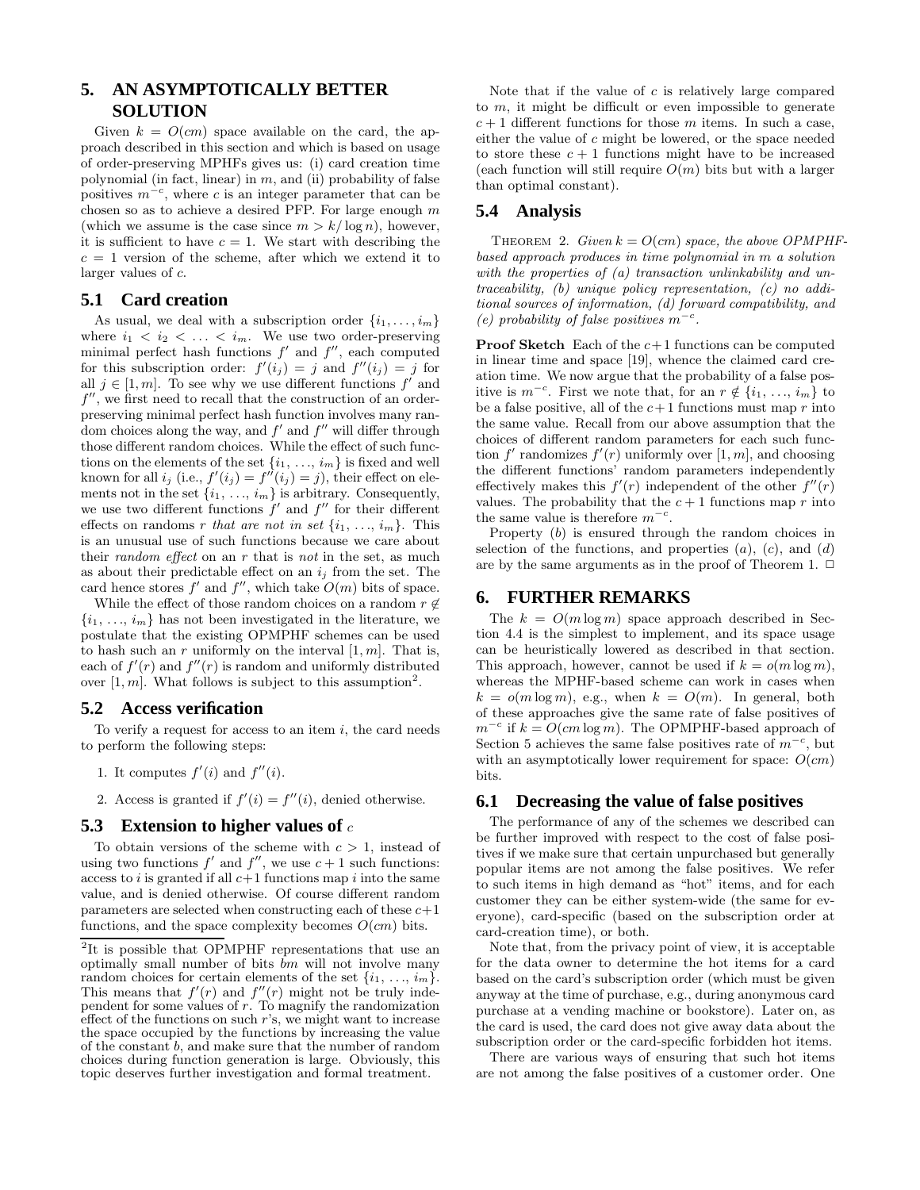## 5. AN ASYMPTOTICALLY BETTER SOLUTION

Given $k = O(cm)$ space available on the card, the approach described in this section and which is based on usage of order-preserving MPHFs gives us: (i) card creation time polynomial (in fact, linear) in $m$, and (ii) probability of false positives $m^{-c}$, where $c$ is an integer parameter that can be chosen so as to achieve a desired PFP. For large enough $m$ (which we assume is the case since $m > k/\log n$), however, it is sufficient to have $c = 1$. We start with describing the $c = 1$ version of the scheme, after which we extend it to larger values of $c$.

### 5.1 Card creation

As usual, we deal with a subscription order $\{i_1, \ldots, i_m\}$ where $i_1 < i_2 < \ldots < i_m$. We use two order-preserving minimal perfect hash functions $f'$ and $f''$, each computed for this subscription order: $f'(i_j) = j$ and $f''(i_j) = j$ for all $j \in [1, m]$. To see why we use different functions $f'$ and $f''$, we first need to recall that the construction of an order-preserving minimal perfect hash function involves many random choices along the way, and $f'$ and $f''$ will differ through those different random choices. While the effect of such functions on the elements of the set $\{i_1, \ldots, i_m\}$ is fixed and well known for all $i_j$ (i.e., $f'(i_j) = f''(i_j) = j$), their effect on elements not in the set $\{i_1, \ldots, i_m\}$ is arbitrary. Consequently, we use two different functions $f'$ and $f''$ for their different effects on randoms $r$ *that are not in set* $\{i_1, \ldots, i_m\}$. This is an unusual use of such functions because we care about their *random effect* on an $r$ that is *not* in the set, as much as about their predictable effect on an $i_j$ from the set. The card hence stores $f'$ and $f''$, which take $O(m)$ bits of space.

While the effect of those random choices on a random $r \notin \{i_1, \ldots, i_m\}$ has not been investigated in the literature, we postulate that the existing OPMPHF schemes can be used to hash such an $r$ uniformly on the interval $[1, m]$. That is, each of $f'(r)$ and $f''(r)$ is random and uniformly distributed over $[1, m]$. What follows is subject to this assumption[2].

### 5.2 Access verification

To verify a request for access to an item $i$, the card needs to perform the following steps:

1. It computes $f'(i)$ and $f''(i)$.
2. Access is granted if $f'(i) = f''(i)$, denied otherwise.

### 5.3 Extension to higher values of $c$

To obtain versions of the scheme with $c > 1$, instead of using two functions $f'$ and $f''$, we use $c + 1$ such functions: access to $i$ is granted if all $c+1$ functions map $i$ into the same value, and is denied otherwise. Of course different random parameters are selected when constructing each of these $c+1$ functions, and the space complexity becomes $O(cm)$ bits.

[2]It is possible that OPMPHF representations that use an optimally small number of bits $bm$ will not involve many random choices for certain elements of the set $\{i_1, \ldots, i_m\}$. This means that $f'(r)$ and $f''(r)$ might not be truly independent for some values of $r$. To magnify the randomization effect of the functions on such $r$'s, we might want to increase the space occupied by the functions by increasing the value of the constant $b$, and make sure that the number of random choices during function generation is large. Obviously, this topic deserves further investigation and formal treatment.

Note that if the value of $c$ is relatively large compared to $m$, it might be difficult or even impossible to generate $c + 1$ different functions for those $m$ items. In such a case, either the value of $c$ might be lowered, or the space needed to store these $c + 1$ functions might have to be increased (each function will still require $O(m)$ bits but with a larger than optimal constant).

### 5.4 Analysis

THEOREM 2. *Given $k = O(cm)$ space, the above OPMPHF-based approach produces in time polynomial in $m$ a solution with the properties of (a) transaction unlinkability and untraceability, (b) unique policy representation, (c) no additional sources of information, (d) forward compatibility, and (e) probability of false positives $m^{-c}$.*

**Proof Sketch** Each of the $c+1$ functions can be computed in linear time and space [19], whence the claimed card creation time. We now argue that the probability of a false positive is $m^{-c}$. First we note that, for an $r \notin \{i_1, \ldots, i_m\}$ to be a false positive, all of the $c+1$ functions must map $r$ into the same value. Recall from our above assumption that the choices of different random parameters for each such function $f'$ randomizes $f'(r)$ uniformly over $[1, m]$, and choosing the different functions' random parameters independently effectively makes this $f'(r)$ independent of the other $f''(r)$ values. The probability that the $c + 1$ functions map $r$ into the same value is therefore $m^{-c}$.

Property $(b)$ is ensured through the random choices in selection of the functions, and properties $(a)$, $(c)$, and $(d)$ are by the same arguments as in the proof of Theorem 1. □

## 6. FURTHER REMARKS

The $k = O(m \log m)$ space approach described in Section 4.4 is the simplest to implement, and its space usage can be heuristically lowered as described in that section. This approach, however, cannot be used if $k = o(m \log m)$, whereas the MPHF-based scheme can work in cases when $k = o(m \log m)$, e.g., when $k = O(m)$. In general, both of these approaches give the same rate of false positives of $m^{-c}$ if $k = O(cm \log m)$. The OPMPHF-based approach of Section 5 achieves the same false positives rate of $m^{-c}$, but with an asymptotically lower requirement for space: $O(cm)$ bits.

### 6.1 Decreasing the value of false positives

The performance of any of the schemes we described can be further improved with respect to the cost of false positives if we make sure that certain unpurchased but generally popular items are not among the false positives. We refer to such items in high demand as "hot" items, and for each customer they can be either system-wide (the same for everyone), card-specific (based on the subscription order at card-creation time), or both.

Note that, from the privacy point of view, it is acceptable for the data owner to determine the hot items for a card based on the card's subscription order (which must be given anyway at the time of purchase, e.g., during anonymous card purchase at a vending machine or bookstore). Later on, as the card is used, the card does not give away data about the subscription order or the card-specific forbidden hot items.

There are various ways of ensuring that such hot items are not among the false positives of a customer order. One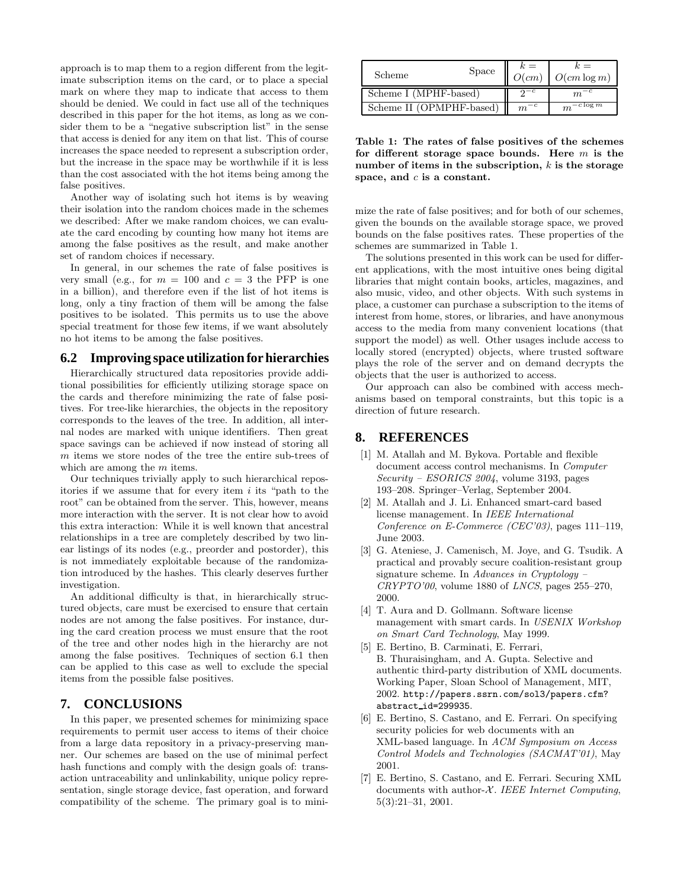approach is to map them to a region different from the legitimate subscription items on the card, or to place a special mark on where they map to indicate that access to them should be denied. We could in fact use all of the techniques described in this paper for the hot items, as long as we consider them to be a "negative subscription list" in the sense that access is denied for any item on that list. This of course increases the space needed to represent a subscription order, but the increase in the space may be worthwhile if it is less than the cost associated with the hot items being among the false positives.

Another way of isolating such hot items is by weaving their isolation into the random choices made in the schemes we described: After we make random choices, we can evaluate the card encoding by counting how many hot items are among the false positives as the result, and make another set of random choices if necessary.

In general, in our schemes the rate of false positives is very small (e.g., for $m = 100$ and $c = 3$ the PFP is one in a billion), and therefore even if the list of hot items is long, only a tiny fraction of them will be among the false positives to be isolated. This permits us to use the above special treatment for those few items, if we want absolutely no hot items to be among the false positives.

## 6.2 Improving space utilization for hierarchies

Hierarchically structured data repositories provide additional possibilities for efficiently utilizing storage space on the cards and therefore minimizing the rate of false positives. For tree-like hierarchies, the objects in the repository corresponds to the leaves of the tree. In addition, all internal nodes are marked with unique identifiers. Then great space savings can be achieved if now instead of storing all $m$ items we store nodes of the tree the entire sub-trees of which are among the $m$ items.

Our techniques trivially apply to such hierarchical repositories if we assume that for every item $i$ its "path to the root" can be obtained from the server. This, however, means more interaction with the server. It is not clear how to avoid this extra interaction: While it is well known that ancestral relationships in a tree are completely described by two linear listings of its nodes (e.g., preorder and postorder), this is not immediately exploitable because of the randomization introduced by the hashes. This clearly deserves further investigation.

An additional difficulty is that, in hierarchically structured objects, care must be exercised to ensure that certain nodes are not among the false positives. For instance, during the card creation process we must ensure that the root of the tree and other nodes high in the hierarchy are not among the false positives. Techniques of section 6.1 then can be applied to this case as well to exclude the special items from the possible false positives.

# 7. CONCLUSIONS

In this paper, we presented schemes for minimizing space requirements to permit user access to items of their choice from a large data repository in a privacy-preserving manner. Our schemes are based on the use of minimal perfect hash functions and comply with the design goals of: transaction untraceability and unlinkability, unique policy representation, single storage device, fast operation, and forward compatibility of the scheme. The primary goal is to minimize the rate of false positives; and for both of our schemes, given the bounds on the available storage space, we proved bounds on the false positives rates. These properties of the schemes are summarized in Table 1.

| Scheme \ Space | $k = O(cm)$ | $k = O(cm \log m)$ |
|---|---|---|
| Scheme I (MPHF-based) | $2^{-c}$ | $m^{-c}$ |
| Scheme II (OPMPHF-based) | $m^{-c}$ | $m^{-c \log m}$ |

**Table 1: The rates of false positives of the schemes for different storage space bounds. Here $m$ is the number of items in the subscription, $k$ is the storage space, and $c$ is a constant.**

The solutions presented in this work can be used for different applications, with the most intuitive ones being digital libraries that might contain books, articles, magazines, and also music, video, and other objects. With such systems in place, a customer can purchase a subscription to the items of interest from home, stores, or libraries, and have anonymous access to the media from many convenient locations (that support the model) as well. Other usages include access to locally stored (encrypted) objects, where trusted software plays the role of the server and on demand decrypts the objects that the user is authorized to access.

Our approach can also be combined with access mechanisms based on temporal constraints, but this topic is a direction of future research.

# 8. REFERENCES

[1] M. Atallah and M. Bykova. Portable and flexible document access control mechanisms. In *Computer Security – ESORICS 2004*, volume 3193, pages 193–208. Springer–Verlag, September 2004.

[2] M. Atallah and J. Li. Enhanced smart-card based license management. In *IEEE International Conference on E-Commerce (CEC'03)*, pages 111–119, June 2003.

[3] G. Ateniese, J. Camenisch, M. Joye, and G. Tsudik. A practical and provably secure coalition-resistant group signature scheme. In *Advances in Cryptology – CRYPTO'00*, volume 1880 of *LNCS*, pages 255–270, 2000.

[4] T. Aura and D. Gollmann. Software license management with smart cards. In *USENIX Workshop on Smart Card Technology*, May 1999.

[5] E. Bertino, B. Carminati, E. Ferrari, B. Thuraisingham, and A. Gupta. Selective and authentic third-party distribution of XML documents. Working Paper, Sloan School of Management, MIT, 2002. http://papers.ssrn.com/sol3/papers.cfm?abstract_id=299935.

[6] E. Bertino, S. Castano, and E. Ferrari. On specifying security policies for web documents with an XML-based language. In *ACM Symposium on Access Control Models and Technologies (SACMAT'01)*, May 2001.

[7] E. Bertino, S. Castano, and E. Ferrari. Securing XML documents with author-$\mathcal{X}$. *IEEE Internet Computing*, 5(3):21–31, 2001.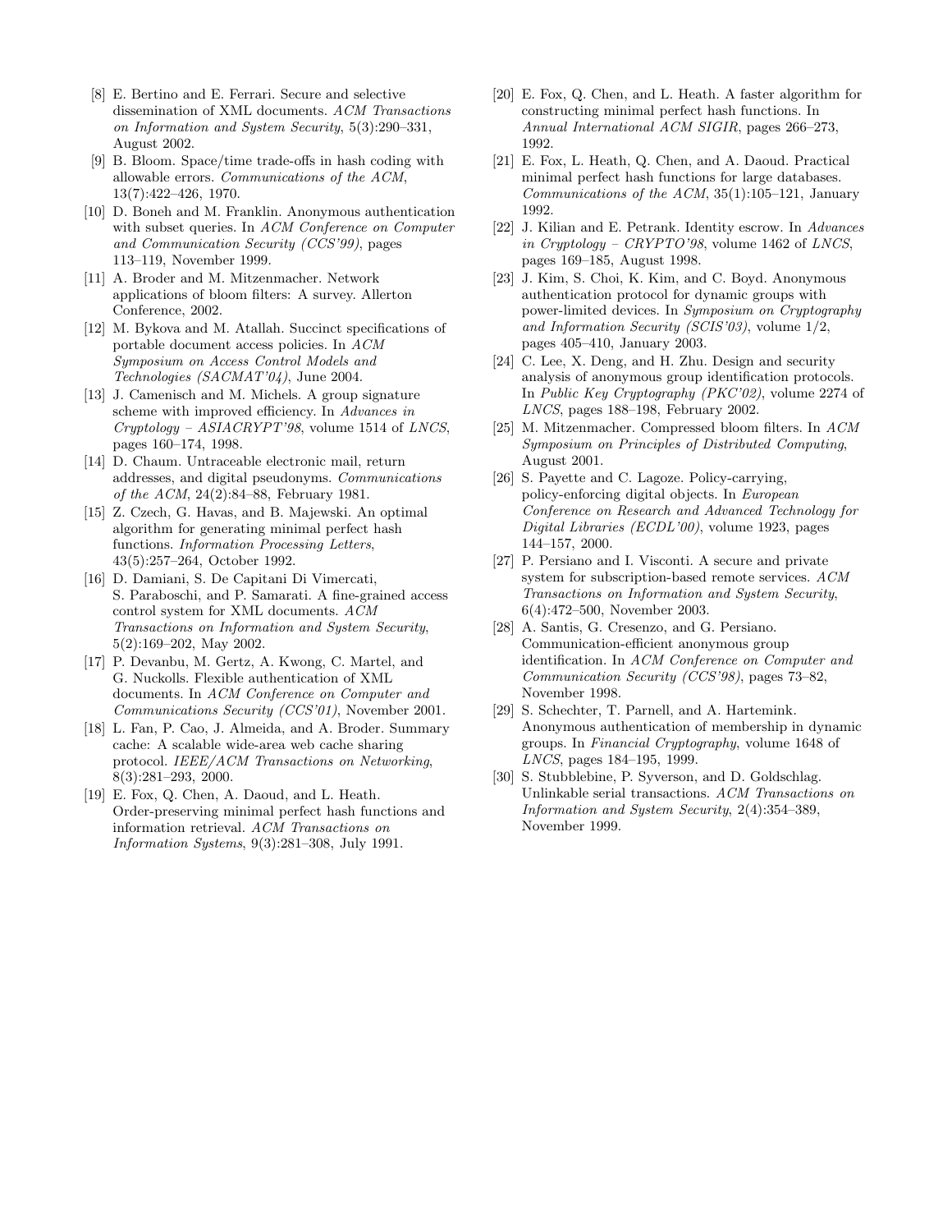[8] E. Bertino and E. Ferrari. Secure and selective dissemination of XML documents. *ACM Transactions on Information and System Security*, 5(3):290–331, August 2002.

[9] B. Bloom. Space/time trade-offs in hash coding with allowable errors. *Communications of the ACM*, 13(7):422–426, 1970.

[10] D. Boneh and M. Franklin. Anonymous authentication with subset queries. In *ACM Conference on Computer and Communication Security (CCS'99)*, pages 113–119, November 1999.

[11] A. Broder and M. Mitzenmacher. Network applications of bloom filters: A survey. Allerton Conference, 2002.

[12] M. Bykova and M. Atallah. Succinct specifications of portable document access policies. In *ACM Symposium on Access Control Models and Technologies (SACMAT'04)*, June 2004.

[13] J. Camenisch and M. Michels. A group signature scheme with improved efficiency. In *Advances in Cryptology – ASIACRYPT'98*, volume 1514 of *LNCS*, pages 160–174, 1998.

[14] D. Chaum. Untraceable electronic mail, return addresses, and digital pseudonyms. *Communications of the ACM*, 24(2):84–88, February 1981.

[15] Z. Czech, G. Havas, and B. Majewski. An optimal algorithm for generating minimal perfect hash functions. *Information Processing Letters*, 43(5):257–264, October 1992.

[16] D. Damiani, S. De Capitani Di Vimercati, S. Paraboschi, and P. Samarati. A fine-grained access control system for XML documents. *ACM Transactions on Information and System Security*, 5(2):169–202, May 2002.

[17] P. Devanbu, M. Gertz, A. Kwong, C. Martel, and G. Nuckolls. Flexible authentication of XML documents. In *ACM Conference on Computer and Communications Security (CCS'01)*, November 2001.

[18] L. Fan, P. Cao, J. Almeida, and A. Broder. Summary cache: A scalable wide-area web cache sharing protocol. *IEEE/ACM Transactions on Networking*, 8(3):281–293, 2000.

[19] E. Fox, Q. Chen, A. Daoud, and L. Heath. Order-preserving minimal perfect hash functions and information retrieval. *ACM Transactions on Information Systems*, 9(3):281–308, July 1991.

[20] E. Fox, Q. Chen, and L. Heath. A faster algorithm for constructing minimal perfect hash functions. In *Annual International ACM SIGIR*, pages 266–273, 1992.

[21] E. Fox, L. Heath, Q. Chen, and A. Daoud. Practical minimal perfect hash functions for large databases. *Communications of the ACM*, 35(1):105–121, January 1992.

[22] J. Kilian and E. Petrank. Identity escrow. In *Advances in Cryptology – CRYPTO'98*, volume 1462 of *LNCS*, pages 169–185, August 1998.

[23] J. Kim, S. Choi, K. Kim, and C. Boyd. Anonymous authentication protocol for dynamic groups with power-limited devices. In *Symposium on Cryptography and Information Security (SCIS'03)*, volume 1/2, pages 405–410, January 2003.

[24] C. Lee, X. Deng, and H. Zhu. Design and security analysis of anonymous group identification protocols. In *Public Key Cryptography (PKC'02)*, volume 2274 of *LNCS*, pages 188–198, February 2002.

[25] M. Mitzenmacher. Compressed bloom filters. In *ACM Symposium on Principles of Distributed Computing*, August 2001.

[26] S. Payette and C. Lagoze. Policy-carrying, policy-enforcing digital objects. In *European Conference on Research and Advanced Technology for Digital Libraries (ECDL'00)*, volume 1923, pages 144–157, 2000.

[27] P. Persiano and I. Visconti. A secure and private system for subscription-based remote services. *ACM Transactions on Information and System Security*, 6(4):472–500, November 2003.

[28] A. Santis, G. Cresenzo, and G. Persiano. Communication-efficient anonymous group identification. In *ACM Conference on Computer and Communication Security (CCS'98)*, pages 73–82, November 1998.

[29] S. Schechter, T. Parnell, and A. Hartemink. Anonymous authentication of membership in dynamic groups. In *Financial Cryptography*, volume 1648 of *LNCS*, pages 184–195, 1999.

[30] S. Stubblebine, P. Syverson, and D. Goldschlag. Unlinkable serial transactions. *ACM Transactions on Information and System Security*, 2(4):354–389, November 1999.